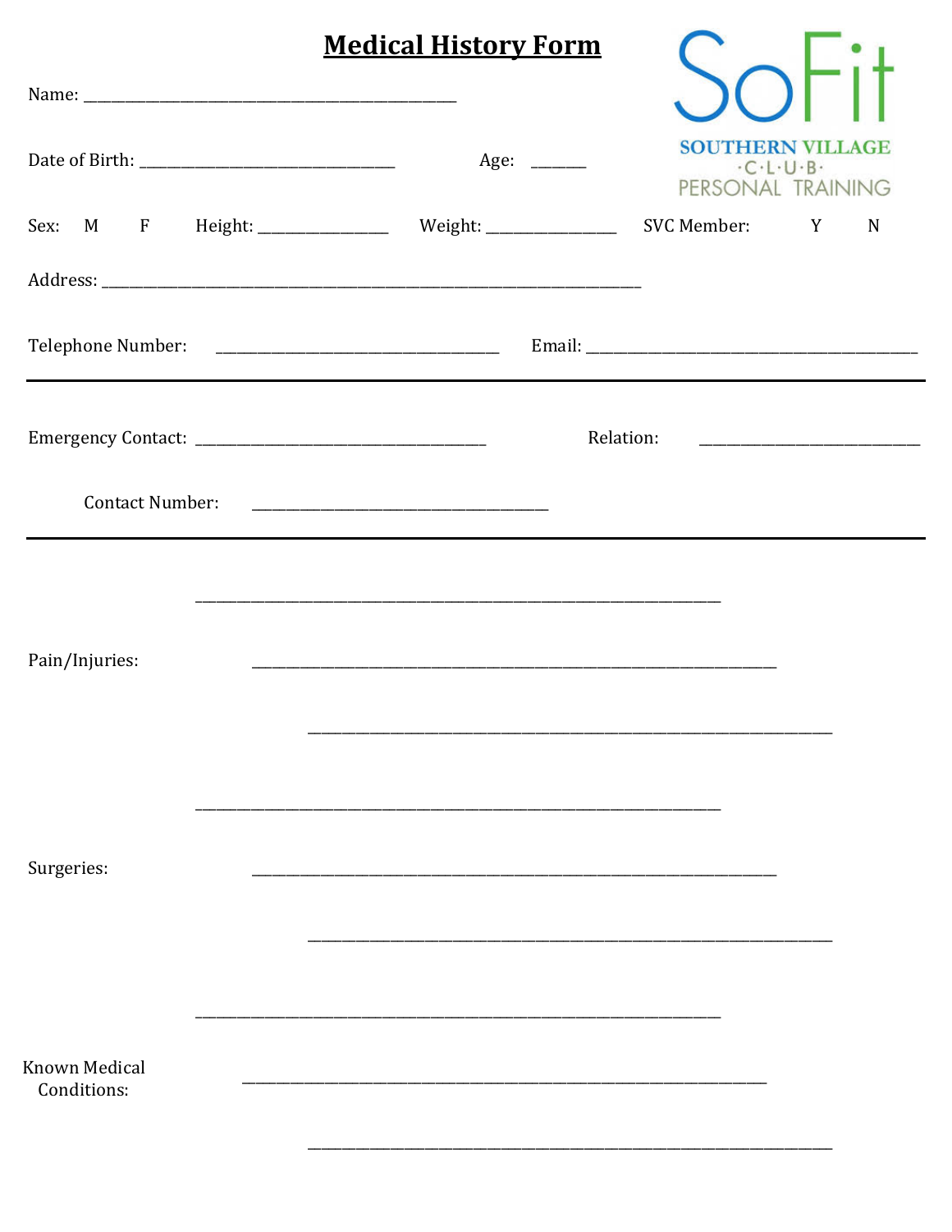# Medical History Form

SoFit
SOUTHERN VILLAGE
·C·L·U·B·
PERSONAL TRAINING

Name: ____________________________________________

Date of Birth: ______________________________ Age: ______

Sex: M F Height: _______________ Weight: _______________ SVC Member: Y N

Address: _______________________________________________________________

Telephone Number: _________________________________ Email: _______________________________________

---

Emergency Contact: __________________________________ Relation: __________________________

Contact Number: __________________________________

---

Pain/Injuries:

______________________________________________________________

______________________________________________________________

______________________________________________________________

Surgeries:

______________________________________________________________

______________________________________________________________

______________________________________________________________

Known Medical Conditions:

______________________________________________________________

______________________________________________________________

______________________________________________________________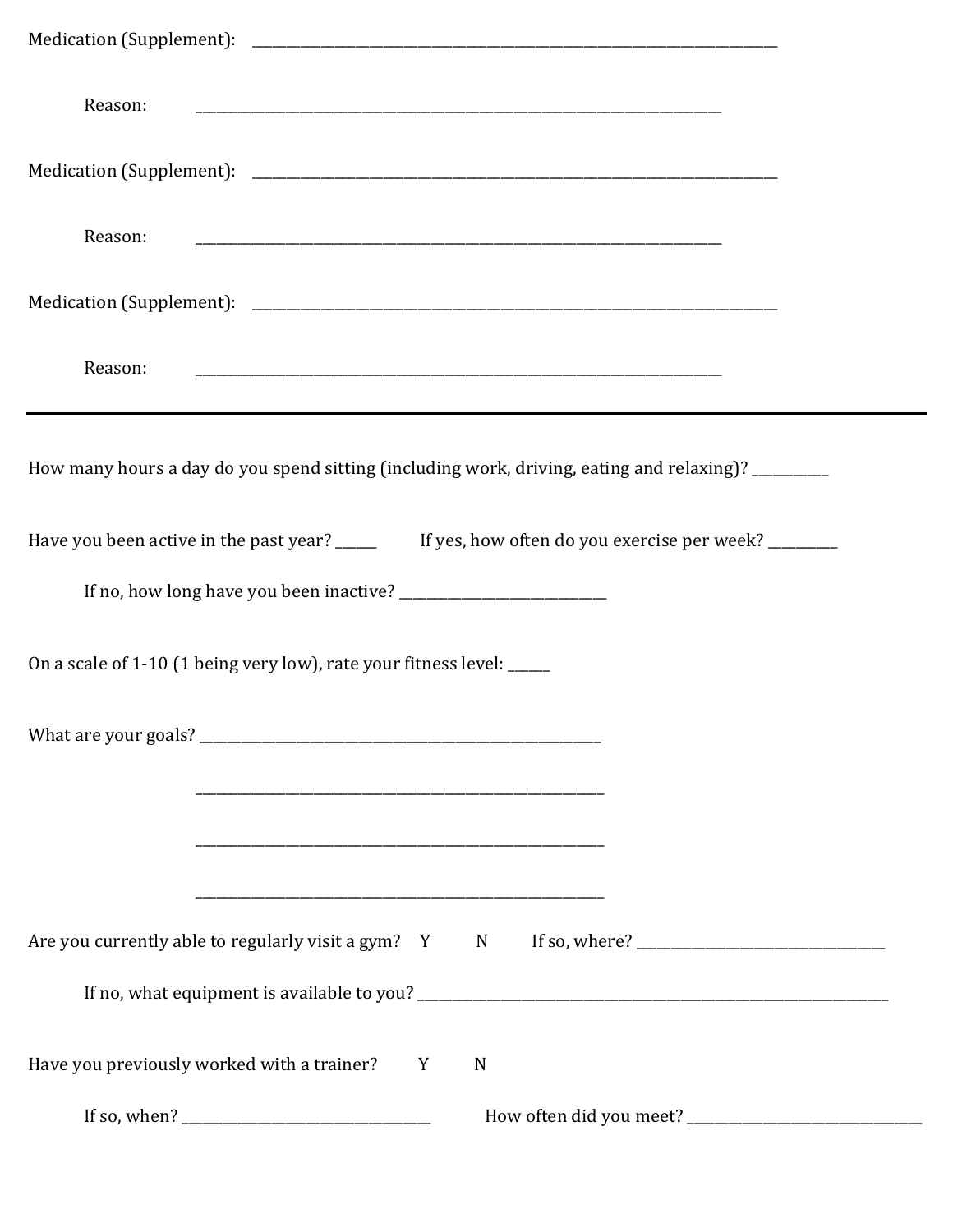Medication (Supplement): ___________________________________________________________________________

Reason: ___________________________________________________________________________

Medication (Supplement): ___________________________________________________________________________

Reason: ___________________________________________________________________________

Medication (Supplement): ___________________________________________________________________________

Reason: ___________________________________________________________________________

---

How many hours a day do you spend sitting (including work, driving, eating and relaxing)? ___________

Have you been active in the past year? ______ If yes, how often do you exercise per week? __________

If no, how long have you been inactive? ______________________________

On a scale of 1-10 (1 being very low), rate your fitness level: ______

What are your goals? _________________________________________________________

_________________________________________________________

_________________________________________________________

_________________________________________________________

Are you currently able to regularly visit a gym? Y N If so, where? ____________________________________

If no, what equipment is available to you? ______________________________________________________________________

Have you previously worked with a trainer? Y N

If so, when? ____________________________________ How often did you meet? __________________________________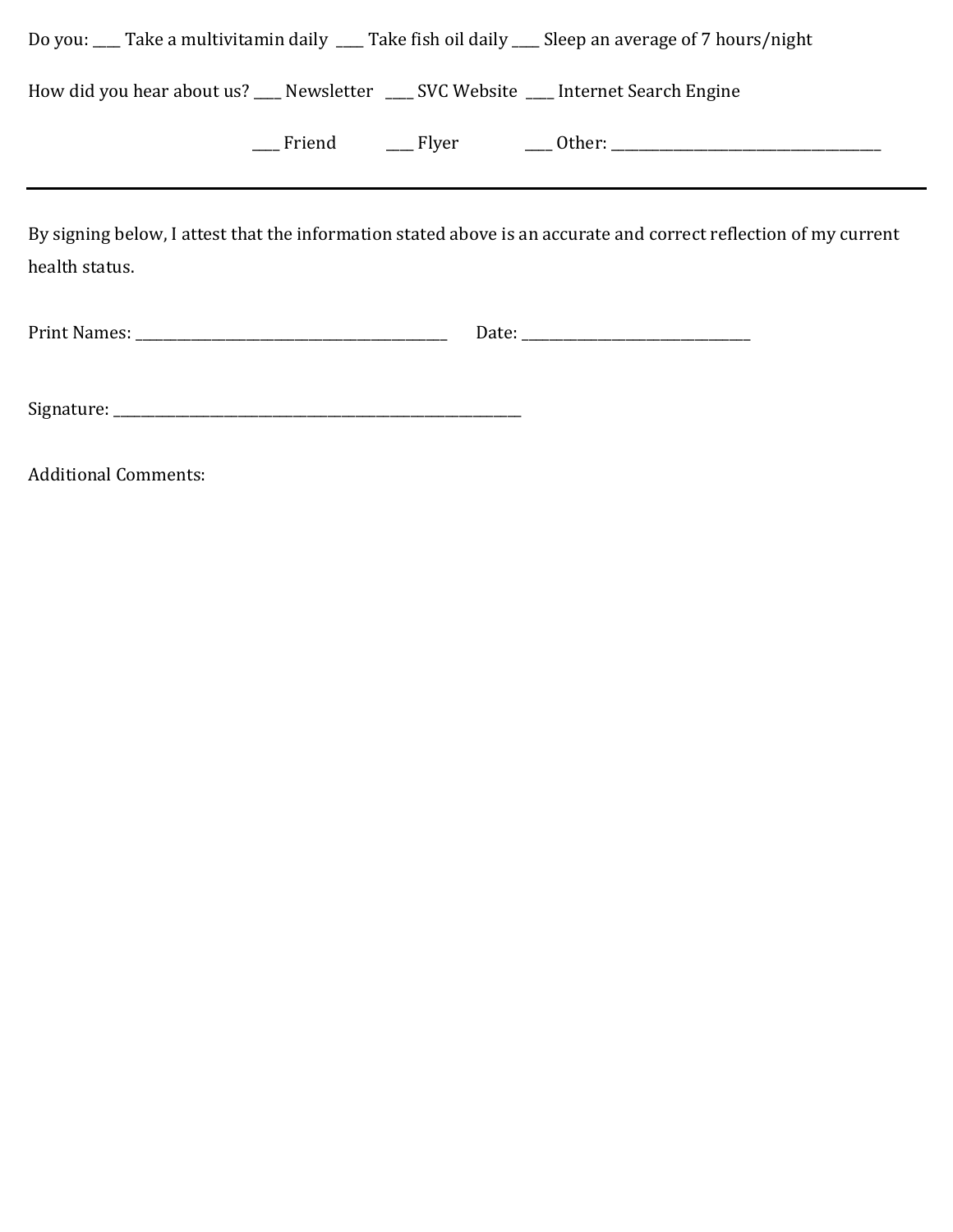Do you: ____ Take a multivitamin daily ____ Take fish oil daily ____ Sleep an average of 7 hours/night

How did you hear about us? ____ Newsletter ____ SVC Website ____ Internet Search Engine

____ Friend ____ Flyer ____ Other: ______________________________________

---

By signing below, I attest that the information stated above is an accurate and correct reflection of my current health status.

Print Names: ____________________________________________ Date: ________________________________

Signature: __________________________________________________________

Additional Comments: